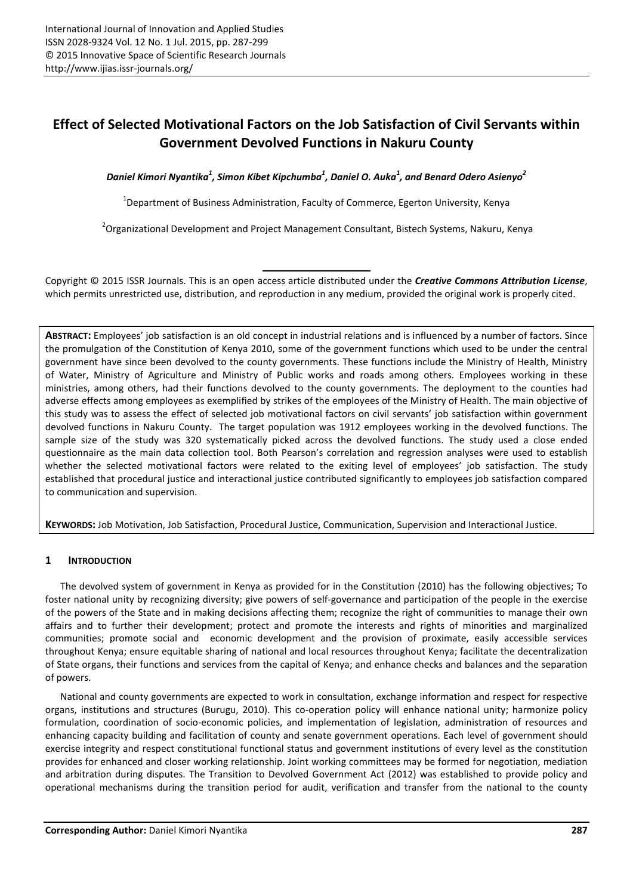# Effect of Selected Motivational Factors on the Job Satisfaction of Civil Servants within Government Devolved Functions in Nakuru County

***Daniel Kimori Nyantika*[1]*, Simon Kibet Kipchumba*[1]*, Daniel O. Auka*[1]*, and Benard Odero Asienyo*[2]**

[1]Department of Business Administration, Faculty of Commerce, Egerton University, Kenya

[2]Organizational Development and Project Management Consultant, Bistech Systems, Nakuru, Kenya

Copyright © 2015 ISSR Journals. This is an open access article distributed under the ***Creative Commons Attribution License***, which permits unrestricted use, distribution, and reproduction in any medium, provided the original work is properly cited.

**ABSTRACT:** Employees' job satisfaction is an old concept in industrial relations and is influenced by a number of factors. Since the promulgation of the Constitution of Kenya 2010, some of the government functions which used to be under the central government have since been devolved to the county governments. These functions include the Ministry of Health, Ministry of Water, Ministry of Agriculture and Ministry of Public works and roads among others. Employees working in these ministries, among others, had their functions devolved to the county governments. The deployment to the counties had adverse effects among employees as exemplified by strikes of the employees of the Ministry of Health. The main objective of this study was to assess the effect of selected job motivational factors on civil servants' job satisfaction within government devolved functions in Nakuru County. The target population was 1912 employees working in the devolved functions. The sample size of the study was 320 systematically picked across the devolved functions. The study used a close ended questionnaire as the main data collection tool. Both Pearson's correlation and regression analyses were used to establish whether the selected motivational factors were related to the exiting level of employees' job satisfaction. The study established that procedural justice and interactional justice contributed significantly to employees job satisfaction compared to communication and supervision.

**KEYWORDS:** Job Motivation, Job Satisfaction, Procedural Justice, Communication, Supervision and Interactional Justice.

## 1 INTRODUCTION

The devolved system of government in Kenya as provided for in the Constitution (2010) has the following objectives; To foster national unity by recognizing diversity; give powers of self-governance and participation of the people in the exercise of the powers of the State and in making decisions affecting them; recognize the right of communities to manage their own affairs and to further their development; protect and promote the interests and rights of minorities and marginalized communities; promote social and economic development and the provision of proximate, easily accessible services throughout Kenya; ensure equitable sharing of national and local resources throughout Kenya; facilitate the decentralization of State organs, their functions and services from the capital of Kenya; and enhance checks and balances and the separation of powers.

National and county governments are expected to work in consultation, exchange information and respect for respective organs, institutions and structures (Burugu, 2010). This co-operation policy will enhance national unity; harmonize policy formulation, coordination of socio-economic policies, and implementation of legislation, administration of resources and enhancing capacity building and facilitation of county and senate government operations. Each level of government should exercise integrity and respect constitutional functional status and government institutions of every level as the constitution provides for enhanced and closer working relationship. Joint working committees may be formed for negotiation, mediation and arbitration during disputes. The Transition to Devolved Government Act (2012) was established to provide policy and operational mechanisms during the transition period for audit, verification and transfer from the national to the county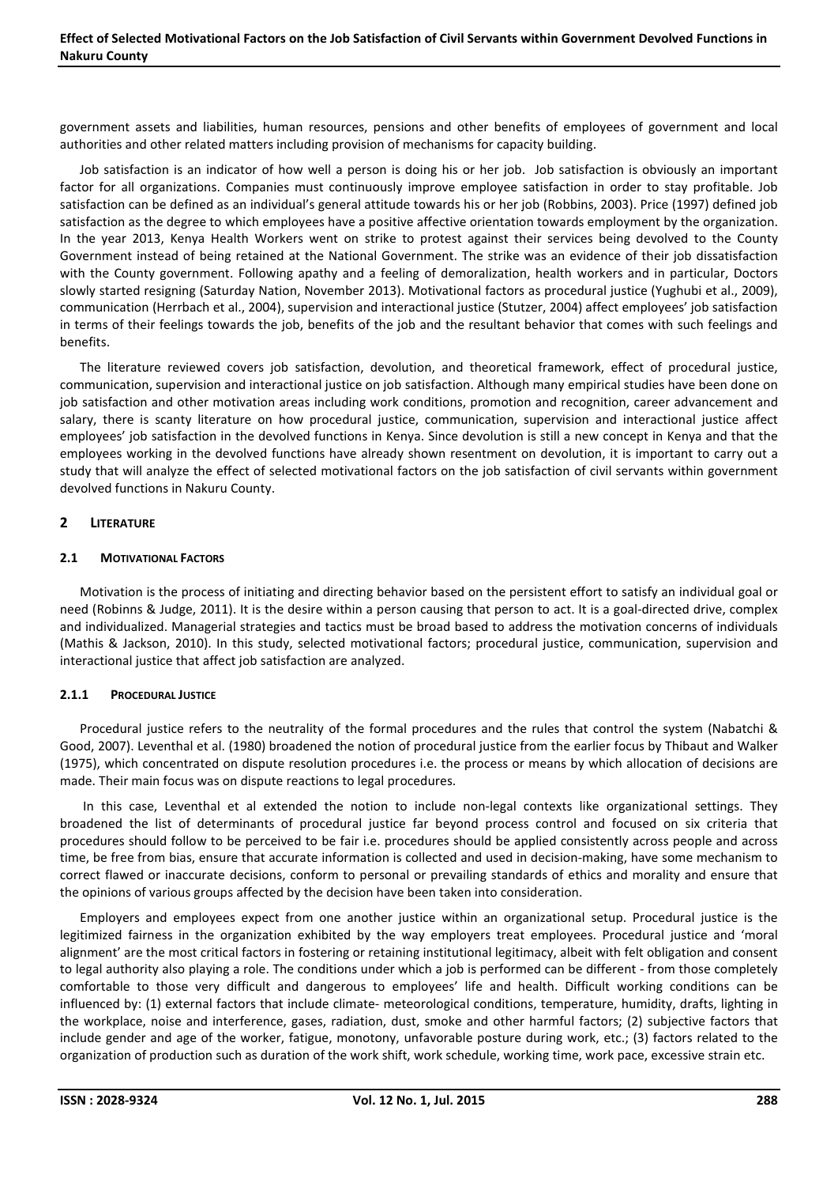government assets and liabilities, human resources, pensions and other benefits of employees of government and local authorities and other related matters including provision of mechanisms for capacity building.

Job satisfaction is an indicator of how well a person is doing his or her job. Job satisfaction is obviously an important factor for all organizations. Companies must continuously improve employee satisfaction in order to stay profitable. Job satisfaction can be defined as an individual's general attitude towards his or her job (Robbins, 2003). Price (1997) defined job satisfaction as the degree to which employees have a positive affective orientation towards employment by the organization. In the year 2013, Kenya Health Workers went on strike to protest against their services being devolved to the County Government instead of being retained at the National Government. The strike was an evidence of their job dissatisfaction with the County government. Following apathy and a feeling of demoralization, health workers and in particular, Doctors slowly started resigning (Saturday Nation, November 2013). Motivational factors as procedural justice (Yughubi et al., 2009), communication (Herrbach et al., 2004), supervision and interactional justice (Stutzer, 2004) affect employees' job satisfaction in terms of their feelings towards the job, benefits of the job and the resultant behavior that comes with such feelings and benefits.

The literature reviewed covers job satisfaction, devolution, and theoretical framework, effect of procedural justice, communication, supervision and interactional justice on job satisfaction. Although many empirical studies have been done on job satisfaction and other motivation areas including work conditions, promotion and recognition, career advancement and salary, there is scanty literature on how procedural justice, communication, supervision and interactional justice affect employees' job satisfaction in the devolved functions in Kenya. Since devolution is still a new concept in Kenya and that the employees working in the devolved functions have already shown resentment on devolution, it is important to carry out a study that will analyze the effect of selected motivational factors on the job satisfaction of civil servants within government devolved functions in Nakuru County.

## 2 LITERATURE

### 2.1 MOTIVATIONAL FACTORS

Motivation is the process of initiating and directing behavior based on the persistent effort to satisfy an individual goal or need (Robinns & Judge, 2011). It is the desire within a person causing that person to act. It is a goal-directed drive, complex and individualized. Managerial strategies and tactics must be broad based to address the motivation concerns of individuals (Mathis & Jackson, 2010). In this study, selected motivational factors; procedural justice, communication, supervision and interactional justice that affect job satisfaction are analyzed.

#### 2.1.1 PROCEDURAL JUSTICE

Procedural justice refers to the neutrality of the formal procedures and the rules that control the system (Nabatchi & Good, 2007). Leventhal et al. (1980) broadened the notion of procedural justice from the earlier focus by Thibaut and Walker (1975), which concentrated on dispute resolution procedures i.e. the process or means by which allocation of decisions are made. Their main focus was on dispute reactions to legal procedures.

In this case, Leventhal et al extended the notion to include non-legal contexts like organizational settings. They broadened the list of determinants of procedural justice far beyond process control and focused on six criteria that procedures should follow to be perceived to be fair i.e. procedures should be applied consistently across people and across time, be free from bias, ensure that accurate information is collected and used in decision-making, have some mechanism to correct flawed or inaccurate decisions, conform to personal or prevailing standards of ethics and morality and ensure that the opinions of various groups affected by the decision have been taken into consideration.

Employers and employees expect from one another justice within an organizational setup. Procedural justice is the legitimized fairness in the organization exhibited by the way employers treat employees. Procedural justice and 'moral alignment' are the most critical factors in fostering or retaining institutional legitimacy, albeit with felt obligation and consent to legal authority also playing a role. The conditions under which a job is performed can be different - from those completely comfortable to those very difficult and dangerous to employees' life and health. Difficult working conditions can be influenced by: (1) external factors that include climate- meteorological conditions, temperature, humidity, drafts, lighting in the workplace, noise and interference, gases, radiation, dust, smoke and other harmful factors; (2) subjective factors that include gender and age of the worker, fatigue, monotony, unfavorable posture during work, etc.; (3) factors related to the organization of production such as duration of the work shift, work schedule, working time, work pace, excessive strain etc.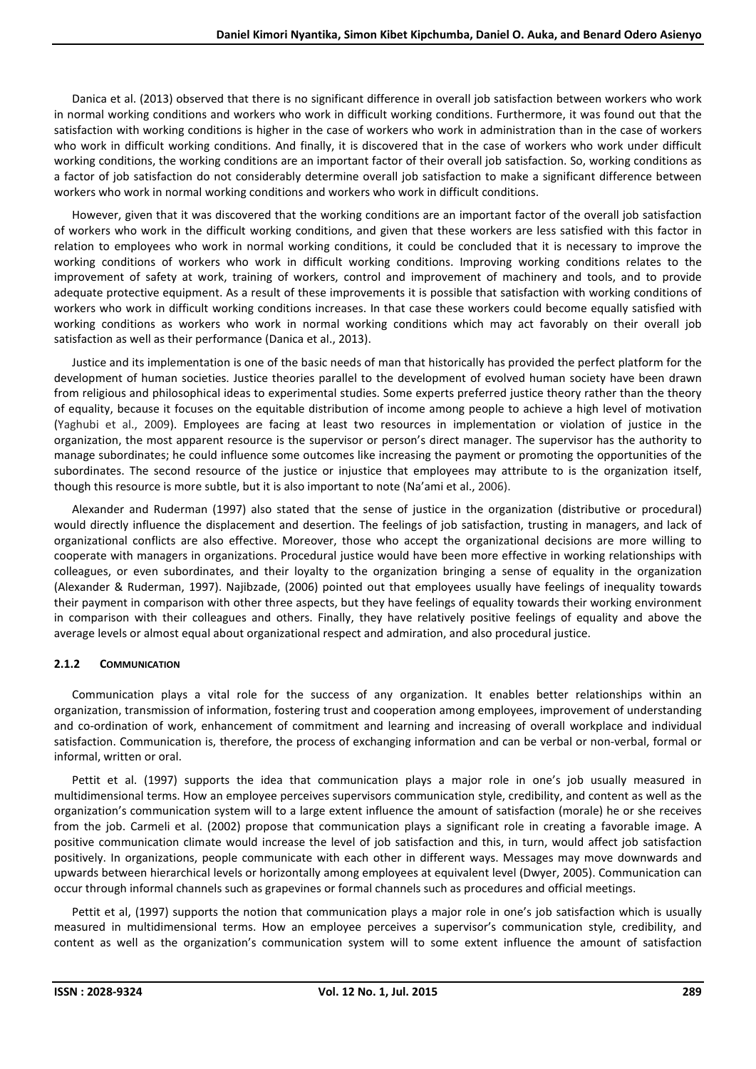Danica et al. (2013) observed that there is no significant difference in overall job satisfaction between workers who work in normal working conditions and workers who work in difficult working conditions. Furthermore, it was found out that the satisfaction with working conditions is higher in the case of workers who work in administration than in the case of workers who work in difficult working conditions. And finally, it is discovered that in the case of workers who work under difficult working conditions, the working conditions are an important factor of their overall job satisfaction. So, working conditions as a factor of job satisfaction do not considerably determine overall job satisfaction to make a significant difference between workers who work in normal working conditions and workers who work in difficult conditions.

However, given that it was discovered that the working conditions are an important factor of the overall job satisfaction of workers who work in the difficult working conditions, and given that these workers are less satisfied with this factor in relation to employees who work in normal working conditions, it could be concluded that it is necessary to improve the working conditions of workers who work in difficult working conditions. Improving working conditions relates to the improvement of safety at work, training of workers, control and improvement of machinery and tools, and to provide adequate protective equipment. As a result of these improvements it is possible that satisfaction with working conditions of workers who work in difficult working conditions increases. In that case these workers could become equally satisfied with working conditions as workers who work in normal working conditions which may act favorably on their overall job satisfaction as well as their performance (Danica et al., 2013).

Justice and its implementation is one of the basic needs of man that historically has provided the perfect platform for the development of human societies. Justice theories parallel to the development of evolved human society have been drawn from religious and philosophical ideas to experimental studies. Some experts preferred justice theory rather than the theory of equality, because it focuses on the equitable distribution of income among people to achieve a high level of motivation (Yaghubi et al., 2009). Employees are facing at least two resources in implementation or violation of justice in the organization, the most apparent resource is the supervisor or person's direct manager. The supervisor has the authority to manage subordinates; he could influence some outcomes like increasing the payment or promoting the opportunities of the subordinates. The second resource of the justice or injustice that employees may attribute to is the organization itself, though this resource is more subtle, but it is also important to note (Na'ami et al., 2006).

Alexander and Ruderman (1997) also stated that the sense of justice in the organization (distributive or procedural) would directly influence the displacement and desertion. The feelings of job satisfaction, trusting in managers, and lack of organizational conflicts are also effective. Moreover, those who accept the organizational decisions are more willing to cooperate with managers in organizations. Procedural justice would have been more effective in working relationships with colleagues, or even subordinates, and their loyalty to the organization bringing a sense of equality in the organization (Alexander & Ruderman, 1997). Najibzade, (2006) pointed out that employees usually have feelings of inequality towards their payment in comparison with other three aspects, but they have feelings of equality towards their working environment in comparison with their colleagues and others. Finally, they have relatively positive feelings of equality and above the average levels or almost equal about organizational respect and admiration, and also procedural justice.

### 2.1.2 Communication

Communication plays a vital role for the success of any organization. It enables better relationships within an organization, transmission of information, fostering trust and cooperation among employees, improvement of understanding and co-ordination of work, enhancement of commitment and learning and increasing of overall workplace and individual satisfaction. Communication is, therefore, the process of exchanging information and can be verbal or non-verbal, formal or informal, written or oral.

Pettit et al. (1997) supports the idea that communication plays a major role in one's job usually measured in multidimensional terms. How an employee perceives supervisors communication style, credibility, and content as well as the organization's communication system will to a large extent influence the amount of satisfaction (morale) he or she receives from the job. Carmeli et al. (2002) propose that communication plays a significant role in creating a favorable image. A positive communication climate would increase the level of job satisfaction and this, in turn, would affect job satisfaction positively. In organizations, people communicate with each other in different ways. Messages may move downwards and upwards between hierarchical levels or horizontally among employees at equivalent level (Dwyer, 2005). Communication can occur through informal channels such as grapevines or formal channels such as procedures and official meetings.

Pettit et al, (1997) supports the notion that communication plays a major role in one's job satisfaction which is usually measured in multidimensional terms. How an employee perceives a supervisor's communication style, credibility, and content as well as the organization's communication system will to some extent influence the amount of satisfaction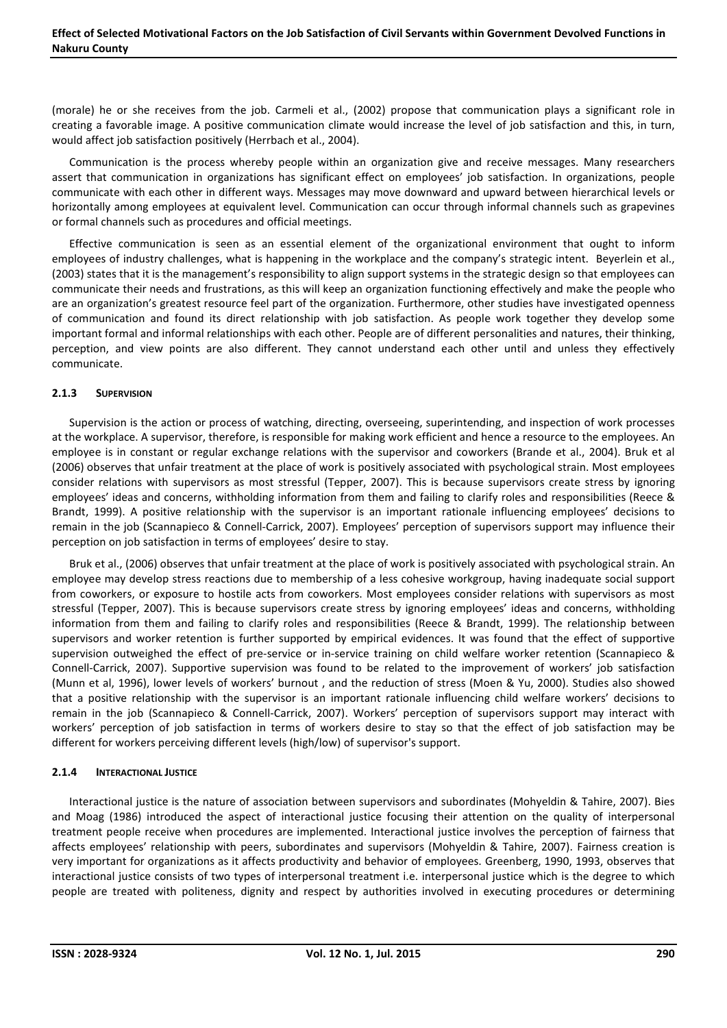(morale) he or she receives from the job. Carmeli et al., (2002) propose that communication plays a significant role in creating a favorable image. A positive communication climate would increase the level of job satisfaction and this, in turn, would affect job satisfaction positively (Herrbach et al., 2004).

Communication is the process whereby people within an organization give and receive messages. Many researchers assert that communication in organizations has significant effect on employees' job satisfaction. In organizations, people communicate with each other in different ways. Messages may move downward and upward between hierarchical levels or horizontally among employees at equivalent level. Communication can occur through informal channels such as grapevines or formal channels such as procedures and official meetings.

Effective communication is seen as an essential element of the organizational environment that ought to inform employees of industry challenges, what is happening in the workplace and the company's strategic intent. Beyerlein et al., (2003) states that it is the management's responsibility to align support systems in the strategic design so that employees can communicate their needs and frustrations, as this will keep an organization functioning effectively and make the people who are an organization's greatest resource feel part of the organization. Furthermore, other studies have investigated openness of communication and found its direct relationship with job satisfaction. As people work together they develop some important formal and informal relationships with each other. People are of different personalities and natures, their thinking, perception, and view points are also different. They cannot understand each other until and unless they effectively communicate.

### 2.1.3 Supervision

Supervision is the action or process of watching, directing, overseeing, superintending, and inspection of work processes at the workplace. A supervisor, therefore, is responsible for making work efficient and hence a resource to the employees. An employee is in constant or regular exchange relations with the supervisor and coworkers (Brande et al., 2004). Bruk et al (2006) observes that unfair treatment at the place of work is positively associated with psychological strain. Most employees consider relations with supervisors as most stressful (Tepper, 2007). This is because supervisors create stress by ignoring employees' ideas and concerns, withholding information from them and failing to clarify roles and responsibilities (Reece & Brandt, 1999). A positive relationship with the supervisor is an important rationale influencing employees' decisions to remain in the job (Scannapieco & Connell-Carrick, 2007). Employees' perception of supervisors support may influence their perception on job satisfaction in terms of employees' desire to stay.

Bruk et al., (2006) observes that unfair treatment at the place of work is positively associated with psychological strain. An employee may develop stress reactions due to membership of a less cohesive workgroup, having inadequate social support from coworkers, or exposure to hostile acts from coworkers. Most employees consider relations with supervisors as most stressful (Tepper, 2007). This is because supervisors create stress by ignoring employees' ideas and concerns, withholding information from them and failing to clarify roles and responsibilities (Reece & Brandt, 1999). The relationship between supervisors and worker retention is further supported by empirical evidences. It was found that the effect of supportive supervision outweighed the effect of pre-service or in-service training on child welfare worker retention (Scannapieco & Connell-Carrick, 2007). Supportive supervision was found to be related to the improvement of workers' job satisfaction (Munn et al, 1996), lower levels of workers' burnout , and the reduction of stress (Moen & Yu, 2000). Studies also showed that a positive relationship with the supervisor is an important rationale influencing child welfare workers' decisions to remain in the job (Scannapieco & Connell-Carrick, 2007). Workers' perception of supervisors support may interact with workers' perception of job satisfaction in terms of workers desire to stay so that the effect of job satisfaction may be different for workers perceiving different levels (high/low) of supervisor's support.

### 2.1.4 Interactional Justice

Interactional justice is the nature of association between supervisors and subordinates (Mohyeldin & Tahire, 2007). Bies and Moag (1986) introduced the aspect of interactional justice focusing their attention on the quality of interpersonal treatment people receive when procedures are implemented. Interactional justice involves the perception of fairness that affects employees' relationship with peers, subordinates and supervisors (Mohyeldin & Tahire, 2007). Fairness creation is very important for organizations as it affects productivity and behavior of employees. Greenberg, 1990, 1993, observes that interactional justice consists of two types of interpersonal treatment i.e. interpersonal justice which is the degree to which people are treated with politeness, dignity and respect by authorities involved in executing procedures or determining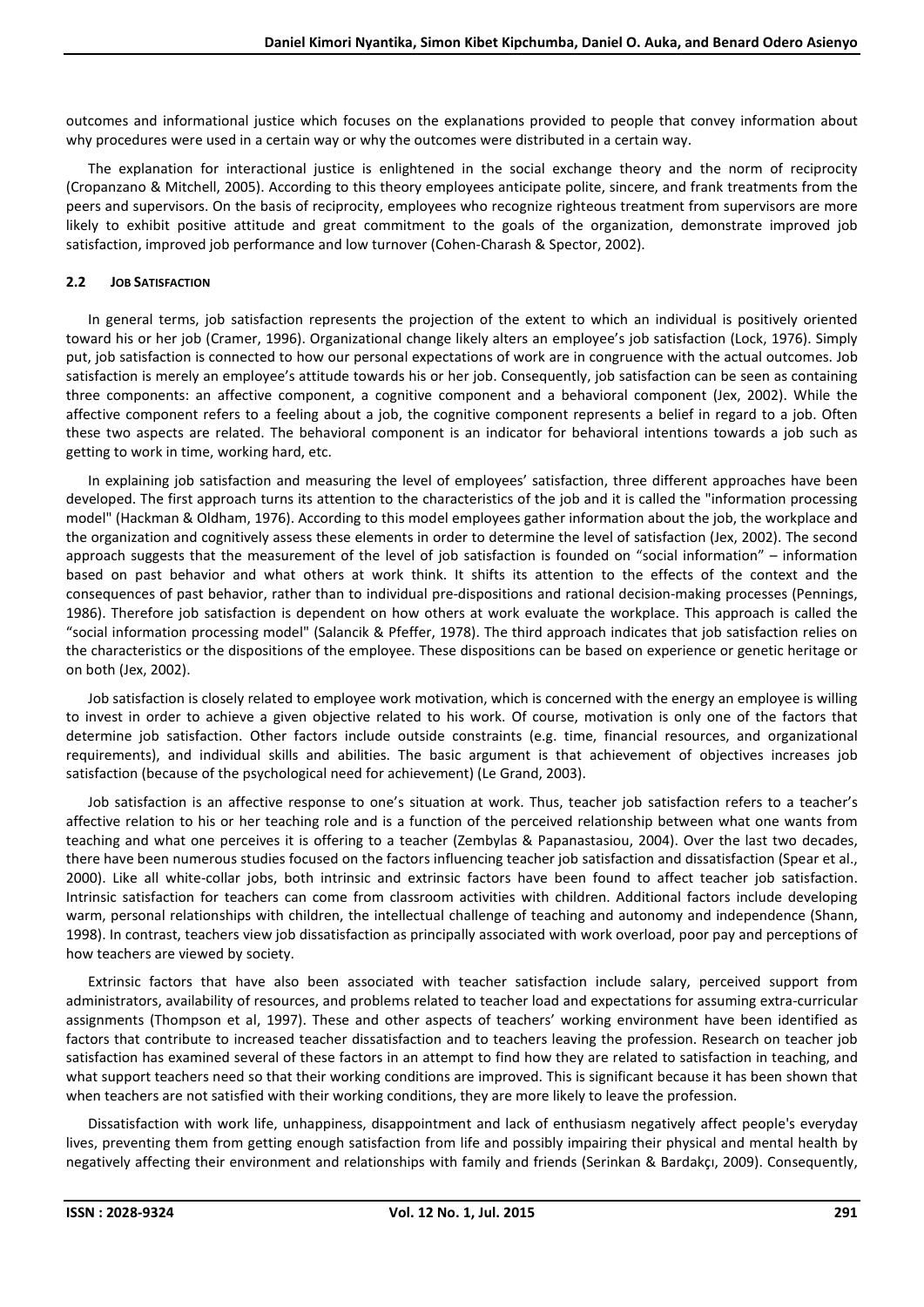outcomes and informational justice which focuses on the explanations provided to people that convey information about why procedures were used in a certain way or why the outcomes were distributed in a certain way.

The explanation for interactional justice is enlightened in the social exchange theory and the norm of reciprocity (Cropanzano & Mitchell, 2005). According to this theory employees anticipate polite, sincere, and frank treatments from the peers and supervisors. On the basis of reciprocity, employees who recognize righteous treatment from supervisors are more likely to exhibit positive attitude and great commitment to the goals of the organization, demonstrate improved job satisfaction, improved job performance and low turnover (Cohen-Charash & Spector, 2002).

### 2.2 Job Satisfaction

In general terms, job satisfaction represents the projection of the extent to which an individual is positively oriented toward his or her job (Cramer, 1996). Organizational change likely alters an employee's job satisfaction (Lock, 1976). Simply put, job satisfaction is connected to how our personal expectations of work are in congruence with the actual outcomes. Job satisfaction is merely an employee's attitude towards his or her job. Consequently, job satisfaction can be seen as containing three components: an affective component, a cognitive component and a behavioral component (Jex, 2002). While the affective component refers to a feeling about a job, the cognitive component represents a belief in regard to a job. Often these two aspects are related. The behavioral component is an indicator for behavioral intentions towards a job such as getting to work in time, working hard, etc.

In explaining job satisfaction and measuring the level of employees' satisfaction, three different approaches have been developed. The first approach turns its attention to the characteristics of the job and it is called the "information processing model" (Hackman & Oldham, 1976). According to this model employees gather information about the job, the workplace and the organization and cognitively assess these elements in order to determine the level of satisfaction (Jex, 2002). The second approach suggests that the measurement of the level of job satisfaction is founded on "social information" – information based on past behavior and what others at work think. It shifts its attention to the effects of the context and the consequences of past behavior, rather than to individual pre-dispositions and rational decision-making processes (Pennings, 1986). Therefore job satisfaction is dependent on how others at work evaluate the workplace. This approach is called the "social information processing model" (Salancik & Pfeffer, 1978). The third approach indicates that job satisfaction relies on the characteristics or the dispositions of the employee. These dispositions can be based on experience or genetic heritage or on both (Jex, 2002).

Job satisfaction is closely related to employee work motivation, which is concerned with the energy an employee is willing to invest in order to achieve a given objective related to his work. Of course, motivation is only one of the factors that determine job satisfaction. Other factors include outside constraints (e.g. time, financial resources, and organizational requirements), and individual skills and abilities. The basic argument is that achievement of objectives increases job satisfaction (because of the psychological need for achievement) (Le Grand, 2003).

Job satisfaction is an affective response to one's situation at work. Thus, teacher job satisfaction refers to a teacher's affective relation to his or her teaching role and is a function of the perceived relationship between what one wants from teaching and what one perceives it is offering to a teacher (Zembylas & Papanastasiou, 2004). Over the last two decades, there have been numerous studies focused on the factors influencing teacher job satisfaction and dissatisfaction (Spear et al., 2000). Like all white-collar jobs, both intrinsic and extrinsic factors have been found to affect teacher job satisfaction. Intrinsic satisfaction for teachers can come from classroom activities with children. Additional factors include developing warm, personal relationships with children, the intellectual challenge of teaching and autonomy and independence (Shann, 1998). In contrast, teachers view job dissatisfaction as principally associated with work overload, poor pay and perceptions of how teachers are viewed by society.

Extrinsic factors that have also been associated with teacher satisfaction include salary, perceived support from administrators, availability of resources, and problems related to teacher load and expectations for assuming extra-curricular assignments (Thompson et al, 1997). These and other aspects of teachers' working environment have been identified as factors that contribute to increased teacher dissatisfaction and to teachers leaving the profession. Research on teacher job satisfaction has examined several of these factors in an attempt to find how they are related to satisfaction in teaching, and what support teachers need so that their working conditions are improved. This is significant because it has been shown that when teachers are not satisfied with their working conditions, they are more likely to leave the profession.

Dissatisfaction with work life, unhappiness, disappointment and lack of enthusiasm negatively affect people's everyday lives, preventing them from getting enough satisfaction from life and possibly impairing their physical and mental health by negatively affecting their environment and relationships with family and friends (Serinkan & Bardakçı, 2009). Consequently,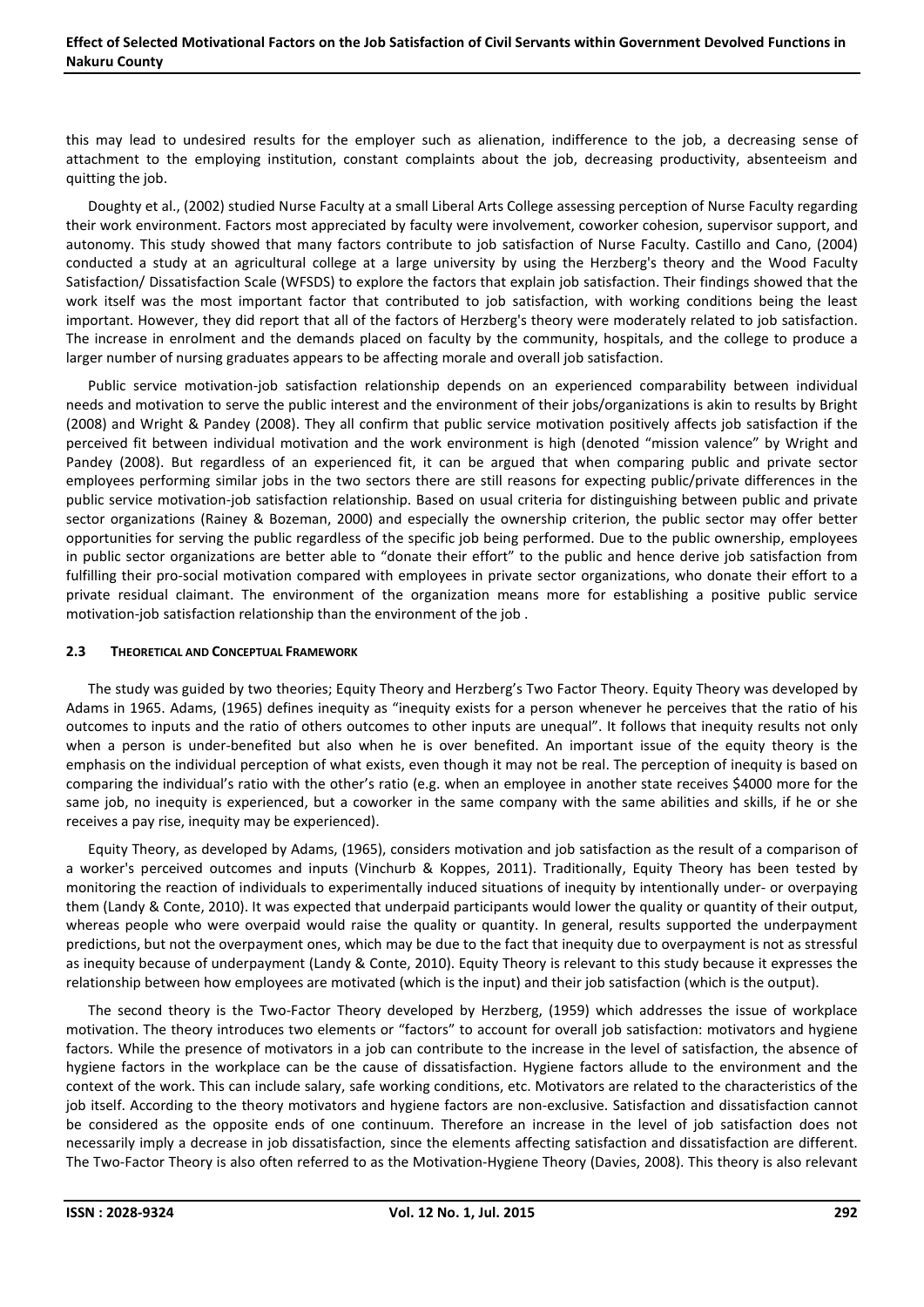this may lead to undesired results for the employer such as alienation, indifference to the job, a decreasing sense of attachment to the employing institution, constant complaints about the job, decreasing productivity, absenteeism and quitting the job.

Doughty et al., (2002) studied Nurse Faculty at a small Liberal Arts College assessing perception of Nurse Faculty regarding their work environment. Factors most appreciated by faculty were involvement, coworker cohesion, supervisor support, and autonomy. This study showed that many factors contribute to job satisfaction of Nurse Faculty. Castillo and Cano, (2004) conducted a study at an agricultural college at a large university by using the Herzberg's theory and the Wood Faculty Satisfaction/ Dissatisfaction Scale (WFSDS) to explore the factors that explain job satisfaction. Their findings showed that the work itself was the most important factor that contributed to job satisfaction, with working conditions being the least important. However, they did report that all of the factors of Herzberg's theory were moderately related to job satisfaction. The increase in enrolment and the demands placed on faculty by the community, hospitals, and the college to produce a larger number of nursing graduates appears to be affecting morale and overall job satisfaction.

Public service motivation-job satisfaction relationship depends on an experienced comparability between individual needs and motivation to serve the public interest and the environment of their jobs/organizations is akin to results by Bright (2008) and Wright & Pandey (2008). They all confirm that public service motivation positively affects job satisfaction if the perceived fit between individual motivation and the work environment is high (denoted "mission valence" by Wright and Pandey (2008). But regardless of an experienced fit, it can be argued that when comparing public and private sector employees performing similar jobs in the two sectors there are still reasons for expecting public/private differences in the public service motivation-job satisfaction relationship. Based on usual criteria for distinguishing between public and private sector organizations (Rainey & Bozeman, 2000) and especially the ownership criterion, the public sector may offer better opportunities for serving the public regardless of the specific job being performed. Due to the public ownership, employees in public sector organizations are better able to "donate their effort" to the public and hence derive job satisfaction from fulfilling their pro-social motivation compared with employees in private sector organizations, who donate their effort to a private residual claimant. The environment of the organization means more for establishing a positive public service motivation-job satisfaction relationship than the environment of the job .

### 2.3 Theoretical and Conceptual Framework

The study was guided by two theories; Equity Theory and Herzberg's Two Factor Theory. Equity Theory was developed by Adams in 1965. Adams, (1965) defines inequity as "inequity exists for a person whenever he perceives that the ratio of his outcomes to inputs and the ratio of others outcomes to other inputs are unequal". It follows that inequity results not only when a person is under-benefited but also when he is over benefited. An important issue of the equity theory is the emphasis on the individual perception of what exists, even though it may not be real. The perception of inequity is based on comparing the individual's ratio with the other's ratio (e.g. when an employee in another state receives $4000 more for the same job, no inequity is experienced, but a coworker in the same company with the same abilities and skills, if he or she receives a pay rise, inequity may be experienced).

Equity Theory, as developed by Adams, (1965), considers motivation and job satisfaction as the result of a comparison of a worker's perceived outcomes and inputs (Vinchurb & Koppes, 2011). Traditionally, Equity Theory has been tested by monitoring the reaction of individuals to experimentally induced situations of inequity by intentionally under- or overpaying them (Landy & Conte, 2010). It was expected that underpaid participants would lower the quality or quantity of their output, whereas people who were overpaid would raise the quality or quantity. In general, results supported the underpayment predictions, but not the overpayment ones, which may be due to the fact that inequity due to overpayment is not as stressful as inequity because of underpayment (Landy & Conte, 2010). Equity Theory is relevant to this study because it expresses the relationship between how employees are motivated (which is the input) and their job satisfaction (which is the output).

The second theory is the Two-Factor Theory developed by Herzberg, (1959) which addresses the issue of workplace motivation. The theory introduces two elements or "factors" to account for overall job satisfaction: motivators and hygiene factors. While the presence of motivators in a job can contribute to the increase in the level of satisfaction, the absence of hygiene factors in the workplace can be the cause of dissatisfaction. Hygiene factors allude to the environment and the context of the work. This can include salary, safe working conditions, etc. Motivators are related to the characteristics of the job itself. According to the theory motivators and hygiene factors are non-exclusive. Satisfaction and dissatisfaction cannot be considered as the opposite ends of one continuum. Therefore an increase in the level of job satisfaction does not necessarily imply a decrease in job dissatisfaction, since the elements affecting satisfaction and dissatisfaction are different. The Two-Factor Theory is also often referred to as the Motivation-Hygiene Theory (Davies, 2008). This theory is also relevant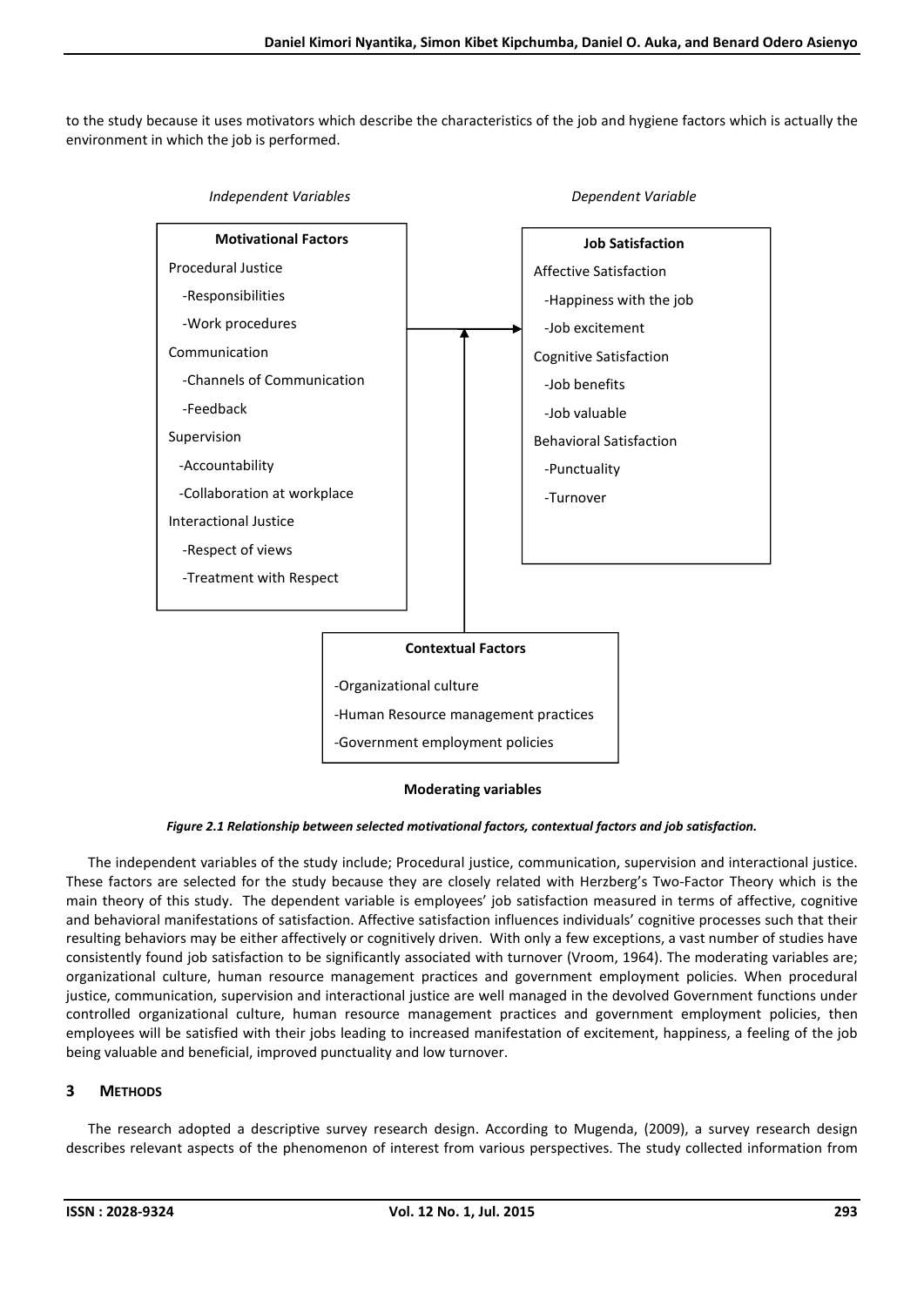to the study because it uses motivators which describe the characteristics of the job and hygiene factors which is actually the environment in which the job is performed.

*Independent Variables*

**Motivational Factors**

Procedural Justice
- -Responsibilities
- -Work procedures

Communication
- -Channels of Communication
- -Feedback

Supervision
- -Accountability
- -Collaboration at workplace

Interactional Justice
- -Respect of views
- -Treatment with Respect

*Dependent Variable*

**Job Satisfaction**

Affective Satisfaction
- -Happiness with the job
- -Job excitement

Cognitive Satisfaction
- -Job benefits
- -Job valuable

Behavioral Satisfaction
- -Punctuality
- -Turnover

**Contextual Factors**

- -Organizational culture
- -Human Resource management practices
- -Government employment policies

**Moderating variables**

***Figure 2.1 Relationship between selected motivational factors, contextual factors and job satisfaction.***

The independent variables of the study include; Procedural justice, communication, supervision and interactional justice. These factors are selected for the study because they are closely related with Herzberg's Two-Factor Theory which is the main theory of this study. The dependent variable is employees' job satisfaction measured in terms of affective, cognitive and behavioral manifestations of satisfaction. Affective satisfaction influences individuals' cognitive processes such that their resulting behaviors may be either affectively or cognitively driven. With only a few exceptions, a vast number of studies have consistently found job satisfaction to be significantly associated with turnover (Vroom, 1964). The moderating variables are; organizational culture, human resource management practices and government employment policies. When procedural justice, communication, supervision and interactional justice are well managed in the devolved Government functions under controlled organizational culture, human resource management practices and government employment policies, then employees will be satisfied with their jobs leading to increased manifestation of excitement, happiness, a feeling of the job being valuable and beneficial, improved punctuality and low turnover.

## 3 METHODS

The research adopted a descriptive survey research design. According to Mugenda, (2009), a survey research design describes relevant aspects of the phenomenon of interest from various perspectives. The study collected information from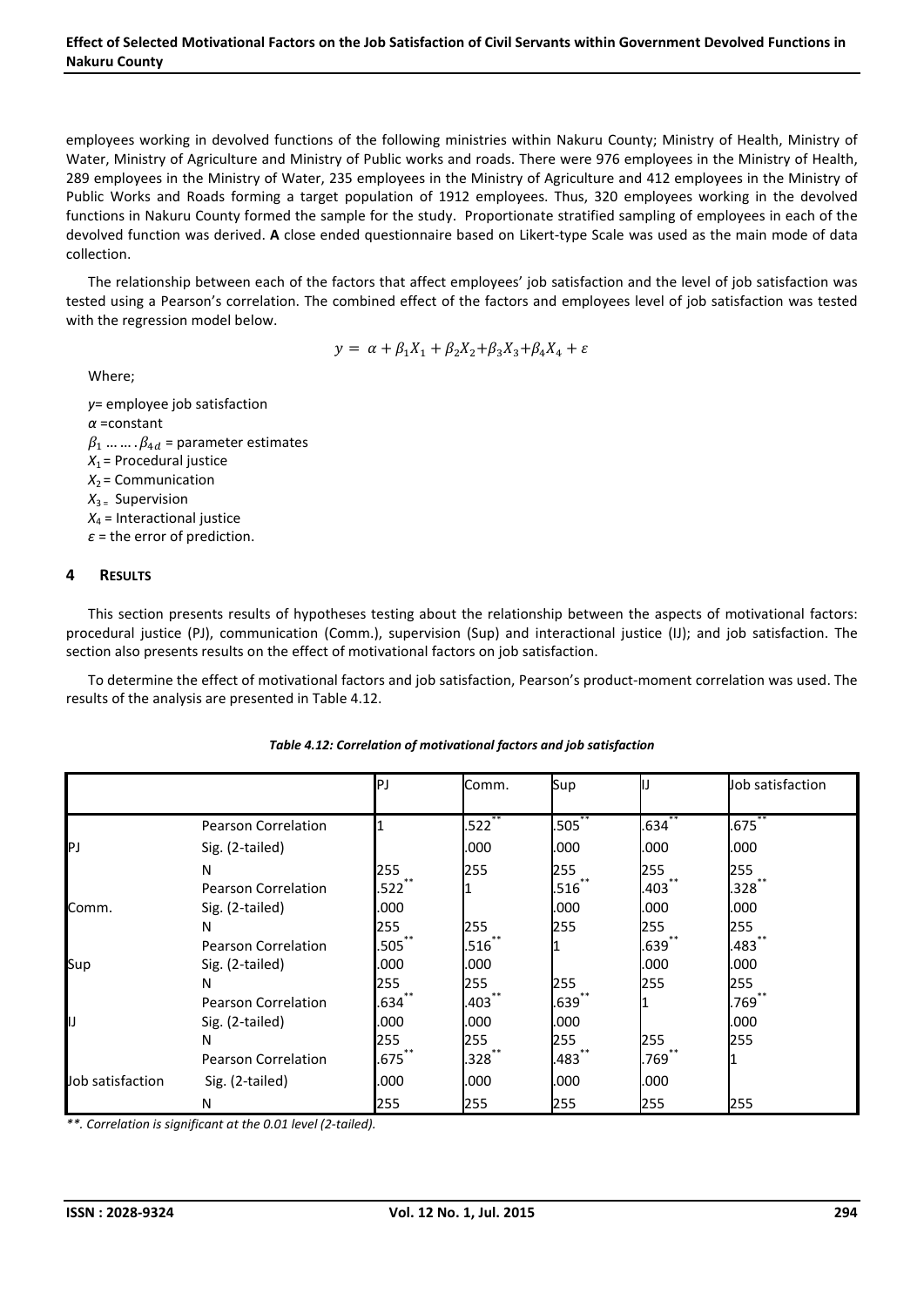employees working in devolved functions of the following ministries within Nakuru County; Ministry of Health, Ministry of Water, Ministry of Agriculture and Ministry of Public works and roads. There were 976 employees in the Ministry of Health, 289 employees in the Ministry of Water, 235 employees in the Ministry of Agriculture and 412 employees in the Ministry of Public Works and Roads forming a target population of 1912 employees. Thus, 320 employees working in the devolved functions in Nakuru County formed the sample for the study. Proportionate stratified sampling of employees in each of the devolved function was derived. **A** close ended questionnaire based on Likert-type Scale was used as the main mode of data collection.

The relationship between each of the factors that affect employees' job satisfaction and the level of job satisfaction was tested using a Pearson's correlation. The combined effect of the factors and employees level of job satisfaction was tested with the regression model below.

$$y = \alpha + \beta_1 X_1 + \beta_2 X_2 + \beta_3 X_3 + \beta_4 X_4 + \varepsilon$$

Where;

$y$= employee job satisfaction
$\alpha$ =constant
$\beta_1 \ldots\ldots . \beta_{4d}$ = parameter estimates
$X_1$ = Procedural justice
$X_2$ = Communication
$X_3$ = Supervision
$X_4$ = Interactional justice
$\varepsilon$ = the error of prediction.

## 4 RESULTS

This section presents results of hypotheses testing about the relationship between the aspects of motivational factors: procedural justice (PJ), communication (Comm.), supervision (Sup) and interactional justice (IJ); and job satisfaction. The section also presents results on the effect of motivational factors on job satisfaction.

To determine the effect of motivational factors and job satisfaction, Pearson's product-moment correlation was used. The results of the analysis are presented in Table 4.12.

*Table 4.12: Correlation of motivational factors and job satisfaction*

| | | PJ | Comm. | Sup | IJ | Job satisfaction |
|---|---|---|---|---|---|---|
| PJ | Pearson Correlation | 1 | .522** | .505** | .634** | .675** |
| | Sig. (2-tailed) | | .000 | .000 | .000 | .000 |
| | N | 255 | 255 | 255 | 255 | 255 |
| Comm. | Pearson Correlation | .522** | 1 | .516** | .403** | .328** |
| | Sig. (2-tailed) | .000 | | .000 | .000 | .000 |
| | N | 255 | 255 | 255 | 255 | 255 |
| Sup | Pearson Correlation | .505** | .516** | 1 | .639** | .483** |
| | Sig. (2-tailed) | .000 | .000 | | .000 | .000 |
| | N | 255 | 255 | 255 | 255 | 255 |
| IJ | Pearson Correlation | .634** | .403** | .639** | 1 | .769** |
| | Sig. (2-tailed) | .000 | .000 | .000 | | .000 |
| | N | 255 | 255 | 255 | 255 | 255 |
| Job satisfaction | Pearson Correlation | .675** | .328** | .483** | .769** | 1 |
| | Sig. (2-tailed) | .000 | .000 | .000 | .000 | |
| | N | 255 | 255 | 255 | 255 | 255 |

*\*\*. Correlation is significant at the 0.01 level (2-tailed).*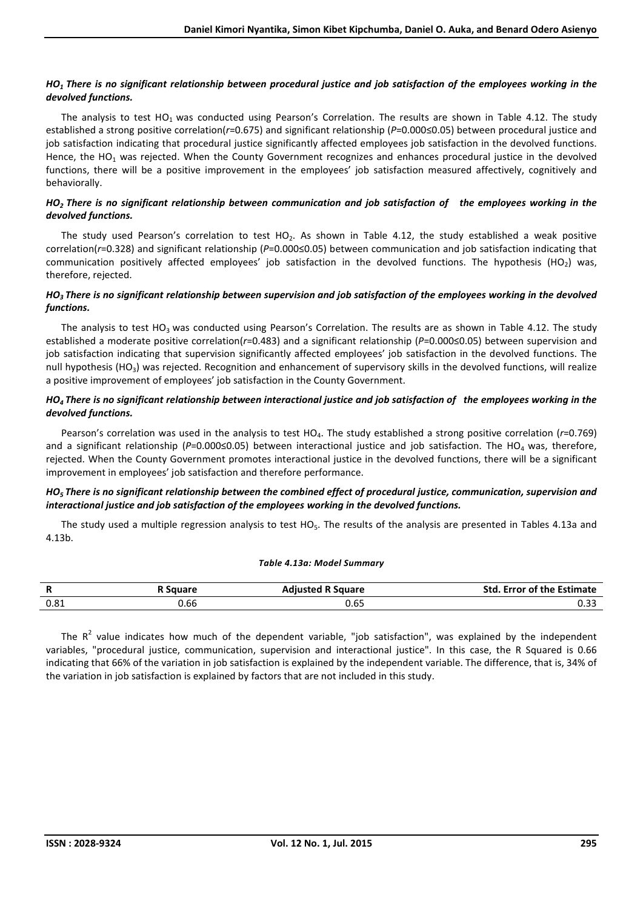***$HO_1$* There is no significant relationship between procedural justice and job satisfaction of the employees working in the devolved functions.**

The analysis to test $HO_1$ was conducted using Pearson's Correlation. The results are shown in Table 4.12. The study established a strong positive correlation($r$=0.675) and significant relationship ($P$=0.000≤0.05) between procedural justice and job satisfaction indicating that procedural justice significantly affected employees job satisfaction in the devolved functions. Hence, the $HO_1$ was rejected. When the County Government recognizes and enhances procedural justice in the devolved functions, there will be a positive improvement in the employees' job satisfaction measured affectively, cognitively and behaviorally.

***$HO_2$* There is no significant relationship between communication and job satisfaction of the employees working in the devolved functions.**

The study used Pearson's correlation to test $HO_2$. As shown in Table 4.12, the study established a weak positive correlation($r$=0.328) and significant relationship ($P$=0.000≤0.05) between communication and job satisfaction indicating that communication positively affected employees' job satisfaction in the devolved functions. The hypothesis ($HO_2$) was, therefore, rejected.

***$HO_3$* There is no significant relationship between supervision and job satisfaction of the employees working in the devolved functions.**

The analysis to test $HO_3$ was conducted using Pearson's Correlation. The results are as shown in Table 4.12. The study established a moderate positive correlation($r$=0.483) and a significant relationship ($P$=0.000≤0.05) between supervision and job satisfaction indicating that supervision significantly affected employees' job satisfaction in the devolved functions. The null hypothesis ($HO_3$) was rejected. Recognition and enhancement of supervisory skills in the devolved functions, will realize a positive improvement of employees' job satisfaction in the County Government.

***$HO_4$* There is no significant relationship between interactional justice and job satisfaction of the employees working in the devolved functions.**

Pearson's correlation was used in the analysis to test $HO_4$. The study established a strong positive correlation ($r$=0.769) and a significant relationship ($P$=0.000≤0.05) between interactional justice and job satisfaction. The $HO_4$ was, therefore, rejected. When the County Government promotes interactional justice in the devolved functions, there will be a significant improvement in employees' job satisfaction and therefore performance.

***$HO_5$* There is no significant relationship between the combined effect of procedural justice, communication, supervision and interactional justice and job satisfaction of the employees working in the devolved functions.**

The study used a multiple regression analysis to test $HO_5$. The results of the analysis are presented in Tables 4.13a and 4.13b.

*Table 4.13a: Model Summary*

| R | R Square | Adjusted R Square | Std. Error of the Estimate |
|---|---|---|---|
| 0.81 | 0.66 | 0.65 | 0.33 |

The $R^2$ value indicates how much of the dependent variable, "job satisfaction", was explained by the independent variables, "procedural justice, communication, supervision and interactional justice". In this case, the R Squared is 0.66 indicating that 66% of the variation in job satisfaction is explained by the independent variable. The difference, that is, 34% of the variation in job satisfaction is explained by factors that are not included in this study.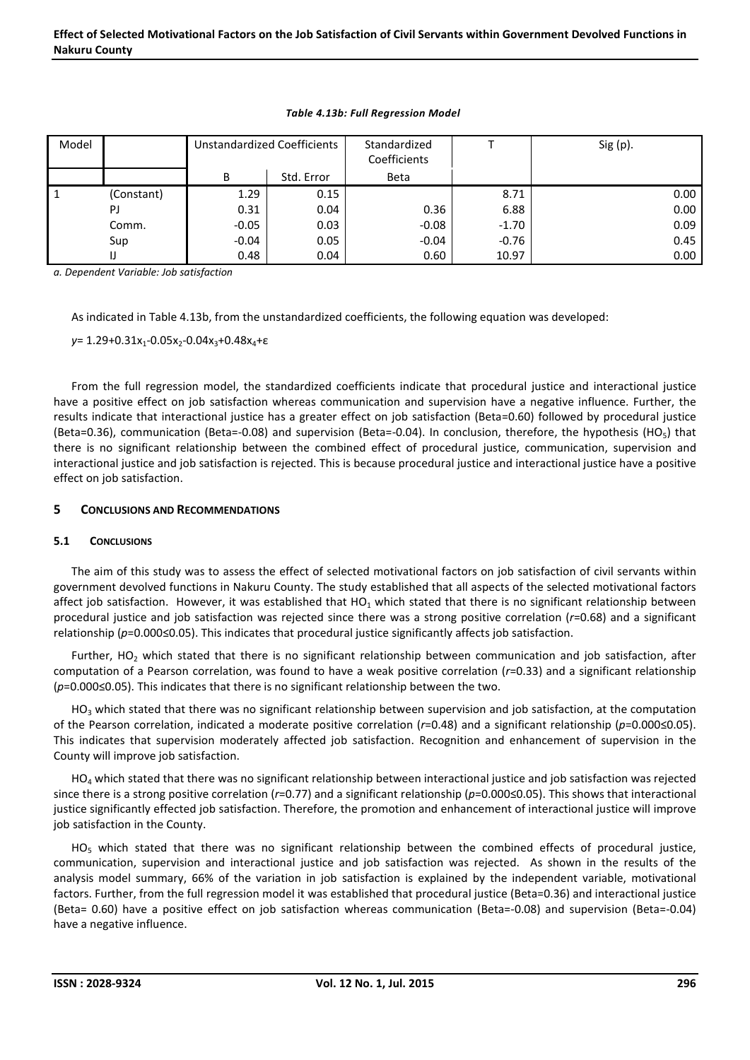*Table 4.13b: Full Regression Model*

| Model | | Unstandardized Coefficients | | Standardized Coefficients | T | Sig (p). |
|---|---|---|---|---|---|---|
| | | B | Std. Error | Beta | | |
| 1 | (Constant) | 1.29 | 0.15 | | 8.71 | 0.00 |
| | PJ | 0.31 | 0.04 | 0.36 | 6.88 | 0.00 |
| | Comm. | -0.05 | 0.03 | -0.08 | -1.70 | 0.09 |
| | Sup | -0.04 | 0.05 | -0.04 | -0.76 | 0.45 |
| | IJ | 0.48 | 0.04 | 0.60 | 10.97 | 0.00 |

*a. Dependent Variable: Job satisfaction*

As indicated in Table 4.13b, from the unstandardized coefficients, the following equation was developed:

$y = 1.29+0.31x_1-0.05x_2-0.04x_3+0.48x_4+\varepsilon$

From the full regression model, the standardized coefficients indicate that procedural justice and interactional justice have a positive effect on job satisfaction whereas communication and supervision have a negative influence. Further, the results indicate that interactional justice has a greater effect on job satisfaction (Beta=0.60) followed by procedural justice (Beta=0.36), communication (Beta=-0.08) and supervision (Beta=-0.04). In conclusion, therefore, the hypothesis ($HO_5$) that there is no significant relationship between the combined effect of procedural justice, communication, supervision and interactional justice and job satisfaction is rejected. This is because procedural justice and interactional justice have a positive effect on job satisfaction.

## 5 CONCLUSIONS AND RECOMMENDATIONS

### 5.1 CONCLUSIONS

The aim of this study was to assess the effect of selected motivational factors on job satisfaction of civil servants within government devolved functions in Nakuru County. The study established that all aspects of the selected motivational factors affect job satisfaction. However, it was established that $HO_1$ which stated that there is no significant relationship between procedural justice and job satisfaction was rejected since there was a strong positive correlation ($r$=0.68) and a significant relationship ($p$=0.000≤0.05). This indicates that procedural justice significantly affects job satisfaction.

Further, $HO_2$ which stated that there is no significant relationship between communication and job satisfaction, after computation of a Pearson correlation, was found to have a weak positive correlation ($r$=0.33) and a significant relationship ($p$=0.000≤0.05). This indicates that there is no significant relationship between the two.

$HO_3$ which stated that there was no significant relationship between supervision and job satisfaction, at the computation of the Pearson correlation, indicated a moderate positive correlation ($r$=0.48) and a significant relationship ($p$=0.000≤0.05). This indicates that supervision moderately affected job satisfaction. Recognition and enhancement of supervision in the County will improve job satisfaction.

$HO_4$ which stated that there was no significant relationship between interactional justice and job satisfaction was rejected since there is a strong positive correlation ($r$=0.77) and a significant relationship ($p$=0.000≤0.05). This shows that interactional justice significantly effected job satisfaction. Therefore, the promotion and enhancement of interactional justice will improve job satisfaction in the County.

$HO_5$ which stated that there was no significant relationship between the combined effects of procedural justice, communication, supervision and interactional justice and job satisfaction was rejected. As shown in the results of the analysis model summary, 66% of the variation in job satisfaction is explained by the independent variable, motivational factors. Further, from the full regression model it was established that procedural justice (Beta=0.36) and interactional justice (Beta= 0.60) have a positive effect on job satisfaction whereas communication (Beta=-0.08) and supervision (Beta=-0.04) have a negative influence.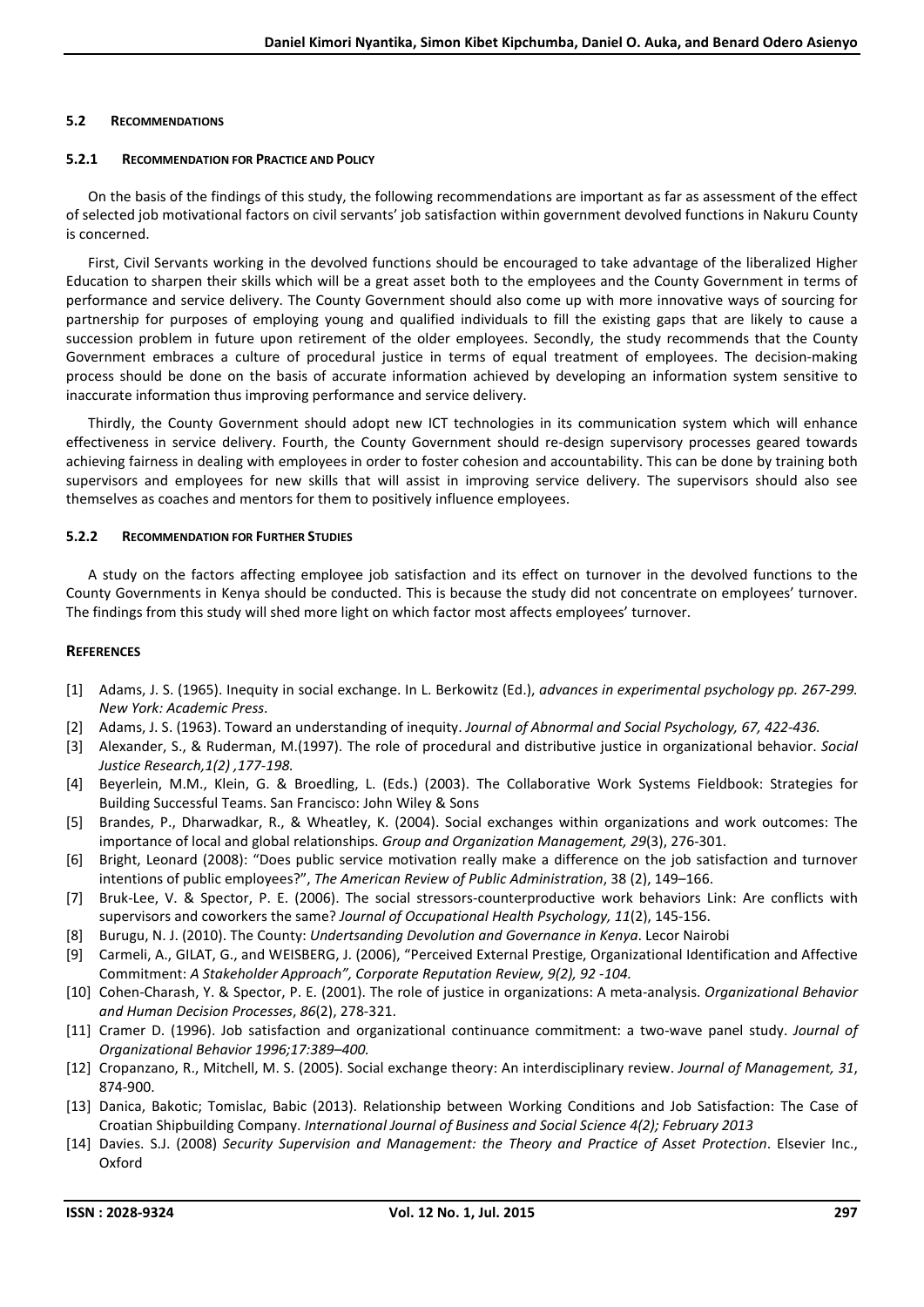### 5.2 Recommendations

#### 5.2.1 Recommendation for Practice and Policy

On the basis of the findings of this study, the following recommendations are important as far as assessment of the effect of selected job motivational factors on civil servants' job satisfaction within government devolved functions in Nakuru County is concerned.

First, Civil Servants working in the devolved functions should be encouraged to take advantage of the liberalized Higher Education to sharpen their skills which will be a great asset both to the employees and the County Government in terms of performance and service delivery. The County Government should also come up with more innovative ways of sourcing for partnership for purposes of employing young and qualified individuals to fill the existing gaps that are likely to cause a succession problem in future upon retirement of the older employees. Secondly, the study recommends that the County Government embraces a culture of procedural justice in terms of equal treatment of employees. The decision-making process should be done on the basis of accurate information achieved by developing an information system sensitive to inaccurate information thus improving performance and service delivery.

Thirdly, the County Government should adopt new ICT technologies in its communication system which will enhance effectiveness in service delivery. Fourth, the County Government should re-design supervisory processes geared towards achieving fairness in dealing with employees in order to foster cohesion and accountability. This can be done by training both supervisors and employees for new skills that will assist in improving service delivery. The supervisors should also see themselves as coaches and mentors for them to positively influence employees.

#### 5.2.2 Recommendation for Further Studies

A study on the factors affecting employee job satisfaction and its effect on turnover in the devolved functions to the County Governments in Kenya should be conducted. This is because the study did not concentrate on employees' turnover. The findings from this study will shed more light on which factor most affects employees' turnover.

## References

- [1] Adams, J. S. (1965). Inequity in social exchange. In L. Berkowitz (Ed.), *advances in experimental psychology pp. 267-299. New York: Academic Press*.
- [2] Adams, J. S. (1963). Toward an understanding of inequity. *Journal of Abnormal and Social Psychology, 67, 422-436.*
- [3] Alexander, S., & Ruderman, M.(1997). The role of procedural and distributive justice in organizational behavior. *Social Justice Research,1(2) ,177-198.*
- [4] Beyerlein, M.M., Klein, G. & Broedling, L. (Eds.) (2003). The Collaborative Work Systems Fieldbook: Strategies for Building Successful Teams. San Francisco: John Wiley & Sons
- [5] Brandes, P., Dharwadkar, R., & Wheatley, K. (2004). Social exchanges within organizations and work outcomes: The importance of local and global relationships. *Group and Organization Management, 29*(3), 276-301.
- [6] Bright, Leonard (2008): "Does public service motivation really make a difference on the job satisfaction and turnover intentions of public employees?", *The American Review of Public Administration*, 38 (2), 149–166.
- [7] Bruk-Lee, V. & Spector, P. E. (2006). The social stressors-counterproductive work behaviors Link: Are conflicts with supervisors and coworkers the same? *Journal of Occupational Health Psychology, 11*(2), 145-156.
- [8] Burugu, N. J. (2010). The County: *Undertsanding Devolution and Governance in Kenya*. Lecor Nairobi
- [9] Carmeli, A., GILAT, G., and WEISBERG, J. (2006), "Perceived External Prestige, Organizational Identification and Affective Commitment: *A Stakeholder Approach", Corporate Reputation Review, 9(2), 92 -104.*
- [10] Cohen-Charash, Y. & Spector, P. E. (2001). The role of justice in organizations: A meta-analysis. *Organizational Behavior and Human Decision Processes*, *86*(2), 278-321.
- [11] Cramer D. (1996). Job satisfaction and organizational continuance commitment: a two-wave panel study. *Journal of Organizational Behavior 1996;17:389–400.*
- [12] Cropanzano, R., Mitchell, M. S. (2005). Social exchange theory: An interdisciplinary review. *Journal of Management, 31*, 874-900.
- [13] Danica, Bakotic; Tomislac, Babic (2013). Relationship between Working Conditions and Job Satisfaction: The Case of Croatian Shipbuilding Company. *International Journal of Business and Social Science 4(2); February 2013*
- [14] Davies. S.J. (2008) *Security Supervision and Management: the Theory and Practice of Asset Protection*. Elsevier Inc., Oxford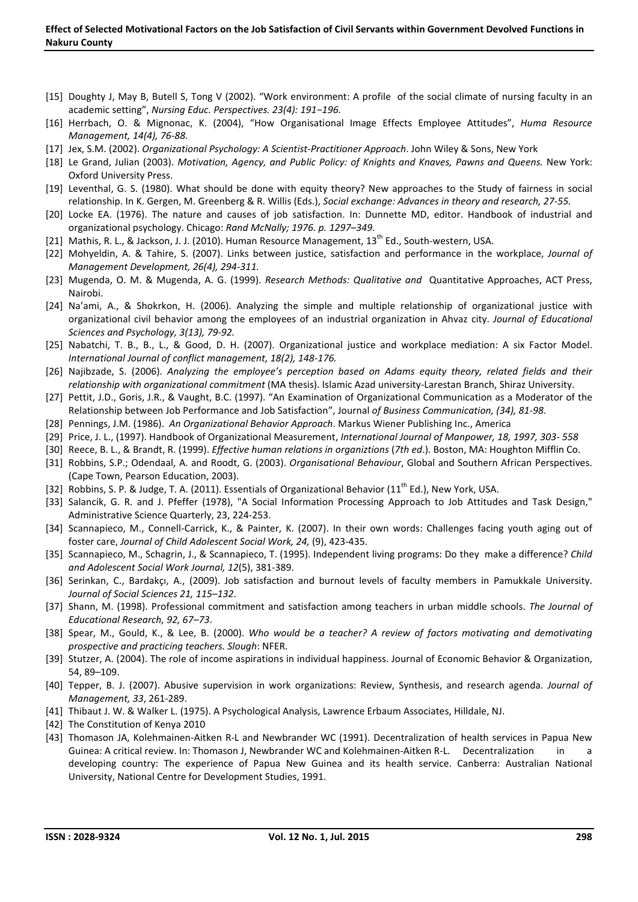[15] Doughty J, May B, Butell S, Tong V (2002). "Work environment: A profile of the social climate of nursing faculty in an academic setting", *Nursing Educ. Perspectives. 23(4): 191−196.*

[16] Herrbach, O. & Mignonac, K. (2004), "How Organisational Image Effects Employee Attitudes", *Huma Resource Management, 14(4), 76-88.*

[17] Jex, S.M. (2002). *Organizational Psychology: A Scientist-Practitioner Approach*. John Wiley & Sons, New York

[18] Le Grand, Julian (2003). *Motivation, Agency, and Public Policy: of Knights and Knaves, Pawns and Queens.* New York: Oxford University Press.

[19] Leventhal, G. S. (1980). What should be done with equity theory? New approaches to the Study of fairness in social relationship. In K. Gergen, M. Greenberg & R. Willis (Eds.), *Social exchange: Advances in theory and research, 27-55.*

[20] Locke EA. (1976). The nature and causes of job satisfaction. In: Dunnette MD, editor. Handbook of industrial and organizational psychology. Chicago: *Rand McNally; 1976. p. 1297–349.*

[21] Mathis, R. L., & Jackson, J. J. (2010). Human Resource Management, 13th Ed., South-western, USA.

[22] Mohyeldin, A. & Tahire, S. (2007). Links between justice, satisfaction and performance in the workplace, *Journal of Management Development, 26(4), 294-311.*

[23] Mugenda, O. M. & Mugenda, A. G. (1999). *Research Methods: Qualitative and* Quantitative Approaches, ACT Press, Nairobi.

[24] Na'ami, A., & Shokrkon, H. (2006). Analyzing the simple and multiple relationship of organizational justice with organizational civil behavior among the employees of an industrial organization in Ahvaz city. *Journal of Educational Sciences and Psychology, 3(13), 79-92.*

[25] Nabatchi, T. B., B., L., & Good, D. H. (2007). Organizational justice and workplace mediation: A six Factor Model. *International Journal of conflict management, 18(2), 148-176.*

[26] Najibzade, S. (2006). *Analyzing the employee's perception based on Adams equity theory, related fields and their relationship with organizational commitment* (MA thesis). Islamic Azad university-Larestan Branch, Shiraz University.

[27] Pettit, J.D., Goris, J.R., & Vaught, B.C. (1997). "An Examination of Organizational Communication as a Moderator of the Relationship between Job Performance and Job Satisfaction", Journal *of Business Communication, (34), 81-98.*

[28] Pennings, J.M. (1986). *An Organizational Behavior Approach*. Markus Wiener Publishing Inc., America

[29] Price, J. L., (1997). Handbook of Organizational Measurement, *International Journal of Manpower, 18, 1997, 303- 558*

[30] Reece, B. L., & Brandt, R. (1999). *Effective human relations in organiztions* (*7th ed*.). Boston, MA: Houghton Mifflin Co.

[31] Robbins, S.P.; Odendaal, A. and Roodt, G. (2003). *Organisational Behaviour*, Global and Southern African Perspectives. (Cape Town, Pearson Education, 2003).

[32] Robbins, S. P. & Judge, T. A. (2011). Essentials of Organizational Behavior (11th Ed.), New York, USA.

[33] Salancik, G. R. and J. Pfeffer (1978), "A Social Information Processing Approach to Job Attitudes and Task Design," Administrative Science Quarterly, 23, 224-253.

[34] Scannapieco, M., Connell-Carrick, K., & Painter, K. (2007). In their own words: Challenges facing youth aging out of foster care, *Journal of Child Adolescent Social Work, 24,* (9), 423-435.

[35] Scannapieco, M., Schagrin, J., & Scannapieco, T. (1995). Independent living programs: Do they make a difference? *Child and Adolescent Social Work Journal, 12*(5), 381-389.

[36] Serinkan, C., Bardakçı, A., (2009). Job satisfaction and burnout levels of faculty members in Pamukkale University. *Journal of Social Sciences 21, 115–132*.

[37] Shann, M. (1998). Professional commitment and satisfaction among teachers in urban middle schools. *The Journal of Educational Research, 92, 67–73*.

[38] Spear, M., Gould, K., & Lee, B. (2000). *Who would be a teacher? A review of factors motivating and demotivating prospective and practicing teachers. Slough*: NFER.

[39] Stutzer, A. (2004). The role of income aspirations in individual happiness. Journal of Economic Behavior & Organization, 54, 89–109.

[40] Tepper, B. J. (2007). Abusive supervision in work organizations: Review, Synthesis, and research agenda. *Journal of Management, 33*, 261-289.

[41] Thibaut J. W. & Walker L. (1975). A Psychological Analysis, Lawrence Erbaum Associates, Hilldale, NJ.

[42] The Constitution of Kenya 2010

[43] Thomason JA, Kolehmainen-Aitken R-L and Newbrander WC (1991). Decentralization of health services in Papua New Guinea: A critical review. In: Thomason J, Newbrander WC and Kolehmainen-Aitken R-L. Decentralization in a developing country: The experience of Papua New Guinea and its health service. Canberra: Australian National University, National Centre for Development Studies, 1991.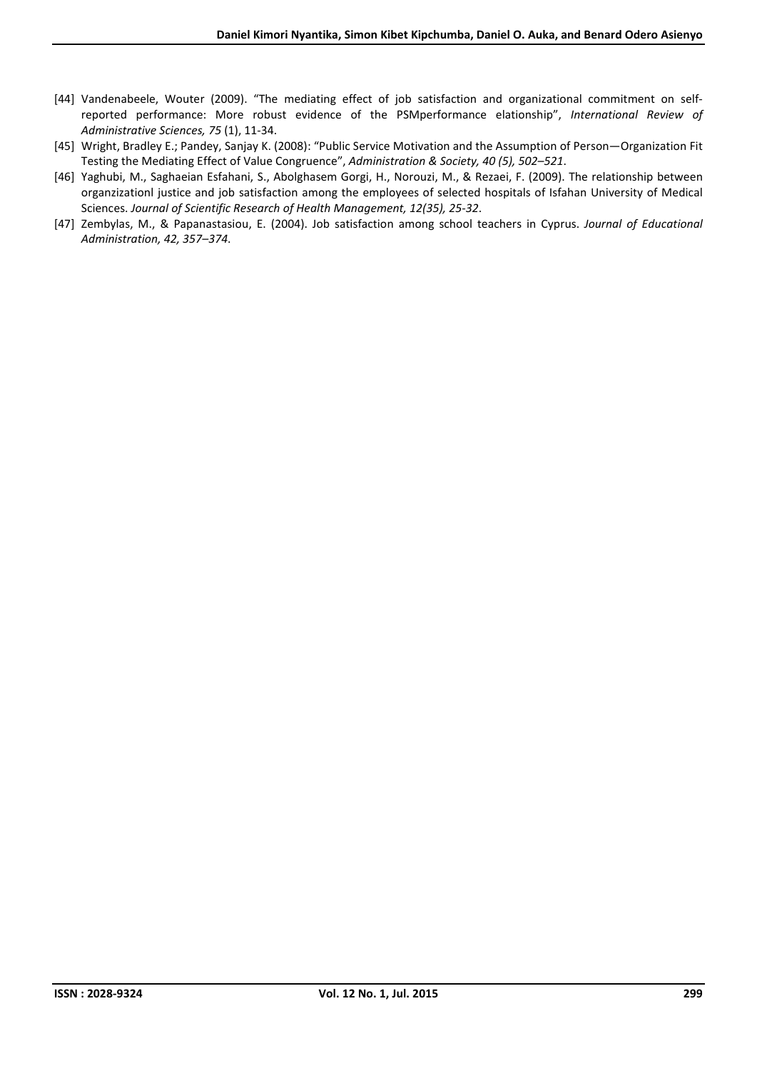[44] Vandenabeele, Wouter (2009). "The mediating effect of job satisfaction and organizational commitment on self-reported performance: More robust evidence of the PSMperformance elationship", *International Review of Administrative Sciences, 75* (1), 11-34.

[45] Wright, Bradley E.; Pandey, Sanjay K. (2008): "Public Service Motivation and the Assumption of Person—Organization Fit Testing the Mediating Effect of Value Congruence", *Administration & Society, 40 (5), 502–521*.

[46] Yaghubi, M., Saghaeian Esfahani, S., Abolghasem Gorgi, H., Norouzi, M., & Rezaei, F. (2009). The relationship between organzizationl justice and job satisfaction among the employees of selected hospitals of Isfahan University of Medical Sciences. *Journal of Scientific Research of Health Management, 12(35), 25-32*.

[47] Zembylas, M., & Papanastasiou, E. (2004). Job satisfaction among school teachers in Cyprus. *Journal of Educational Administration, 42, 357–374*.